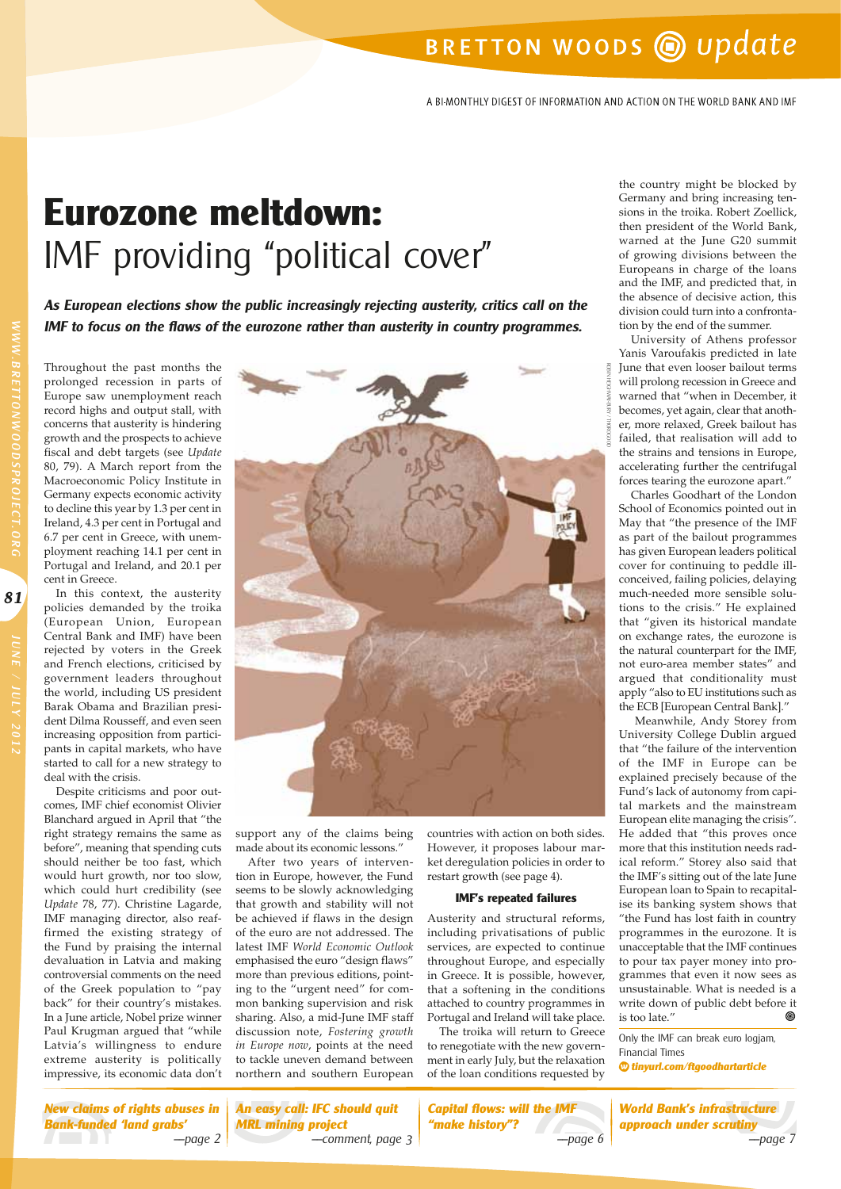# BRETTON WOODS update

A BI-MONTHLY DIGEST OF INFORMATION AND ACTION ON THE WORLD BANK AND IMF

# Eurozone meltdown: IMF providing "political cover"

***As European elections show the public increasingly rejecting austerity, critics call on the IMF to focus on the flaws of the eurozone rather than austerity in country programmes.***

Throughout the past months the prolonged recession in parts of Europe saw unemployment reach record highs and output stall, with concerns that austerity is hindering growth and the prospects to achieve fiscal and debt targets (see *Update* 80, 79). A March report from the Macroeconomic Policy Institute in Germany expects economic activity to decline this year by 1.3 per cent in Ireland, 4.3 per cent in Portugal and 6.7 per cent in Greece, with unemployment reaching 14.1 per cent in Portugal and Ireland, and 20.1 per cent in Greece.

In this context, the austerity policies demanded by the troika (European Union, European Central Bank and IMF) have been rejected by voters in the Greek and French elections, criticised by government leaders throughout the world, including US president Barak Obama and Brazilian president Dilma Rousseff, and even seen increasing opposition from participants in capital markets, who have started to call for a new strategy to deal with the crisis.

Despite criticisms and poor outcomes, IMF chief economist Olivier Blanchard argued in April that "the right strategy remains the same as before", meaning that spending cuts should neither be too fast, which would hurt growth, nor too slow, which could hurt credibility (see *Update* 78, 77). Christine Lagarde, IMF managing director, also reaffirmed the existing strategy of the Fund by praising the internal devaluation in Latvia and making controversial comments on the need of the Greek population to "pay back" for their country's mistakes. In a June article, Nobel prize winner Paul Krugman argued that "while Latvia's willingness to endure extreme austerity is politically impressive, its economic data don't support any of the claims being made about its economic lessons."

After two years of intervention in Europe, however, the Fund seems to be slowly acknowledging that growth and stability will not be achieved if flaws in the design of the euro are not addressed. The latest IMF *World Economic Outlook* emphasised the euro "design flaws" more than previous editions, pointing to the "urgent need" for common banking supervision and risk sharing. Also, a mid-June IMF staff discussion note, *Fostering growth in Europe now*, points at the need to tackle uneven demand between northern and southern European countries with action on both sides. However, it proposes labour market deregulation policies in order to restart growth (see page 4).

### IMF's repeated failures

Austerity and structural reforms, including privatisations of public services, are expected to continue throughout Europe, and especially in Greece. It is possible, however, that a softening in the conditions attached to country programmes in Portugal and Ireland will take place.

The troika will return to Greece to renegotiate with the new government in early July, but the relaxation of the loan conditions requested by the country might be blocked by Germany and bring increasing tensions in the troika. Robert Zoellick, then president of the World Bank, warned at the June G20 summit of growing divisions between the Europeans in charge of the loans and the IMF, and predicted that, in the absence of decisive action, this division could turn into a confrontation by the end of the summer.

University of Athens professor Yanis Varoufakis predicted in late June that even looser bailout terms will prolong recession in Greece and warned that "when in December, it becomes, yet again, clear that another, more relaxed, Greek bailout has failed, that realisation will add to the strains and tensions in Europe, accelerating further the centrifugal forces tearing the eurozone apart."

Charles Goodhart of the London School of Economics pointed out in May that "the presence of the IMF as part of the bailout programmes has given European leaders political cover for continuing to peddle ill-conceived, failing policies, delaying much-needed more sensible solutions to the crisis." He explained that "given its historical mandate on exchange rates, the eurozone is the natural counterpart for the IMF, not euro-area member states" and argued that conditionality must apply "also to EU institutions such as the ECB [European Central Bank]."

Meanwhile, Andy Storey from University College Dublin argued that "the failure of the intervention of the IMF in Europe can be explained precisely because of the Fund's lack of autonomy from capital markets and the mainstream European elite managing the crisis". He added that "this proves once more that this institution needs radical reform." Storey also said that the IMF's sitting out of the late June European loan to Spain to recapitalise its banking system shows that "the Fund has lost faith in country programmes in the eurozone. It is unacceptable that the IMF continues to pour tax payer money into programmes that even it now sees as unsustainable. What is needed is a write down of public debt before it is too late."

Only the IMF can break euro logjam, Financial Times
**tinyurl.com/ftgoodhartarticle**

---

*New claims of rights abuses in Bank-funded 'land grabs'* —page 2

*An easy call: IFC should quit MRL mining project* —comment, page 3

*Capital flows: will the IMF "make history"?* —page 6

*World Bank's infrastructure approach under scrutiny* —page 7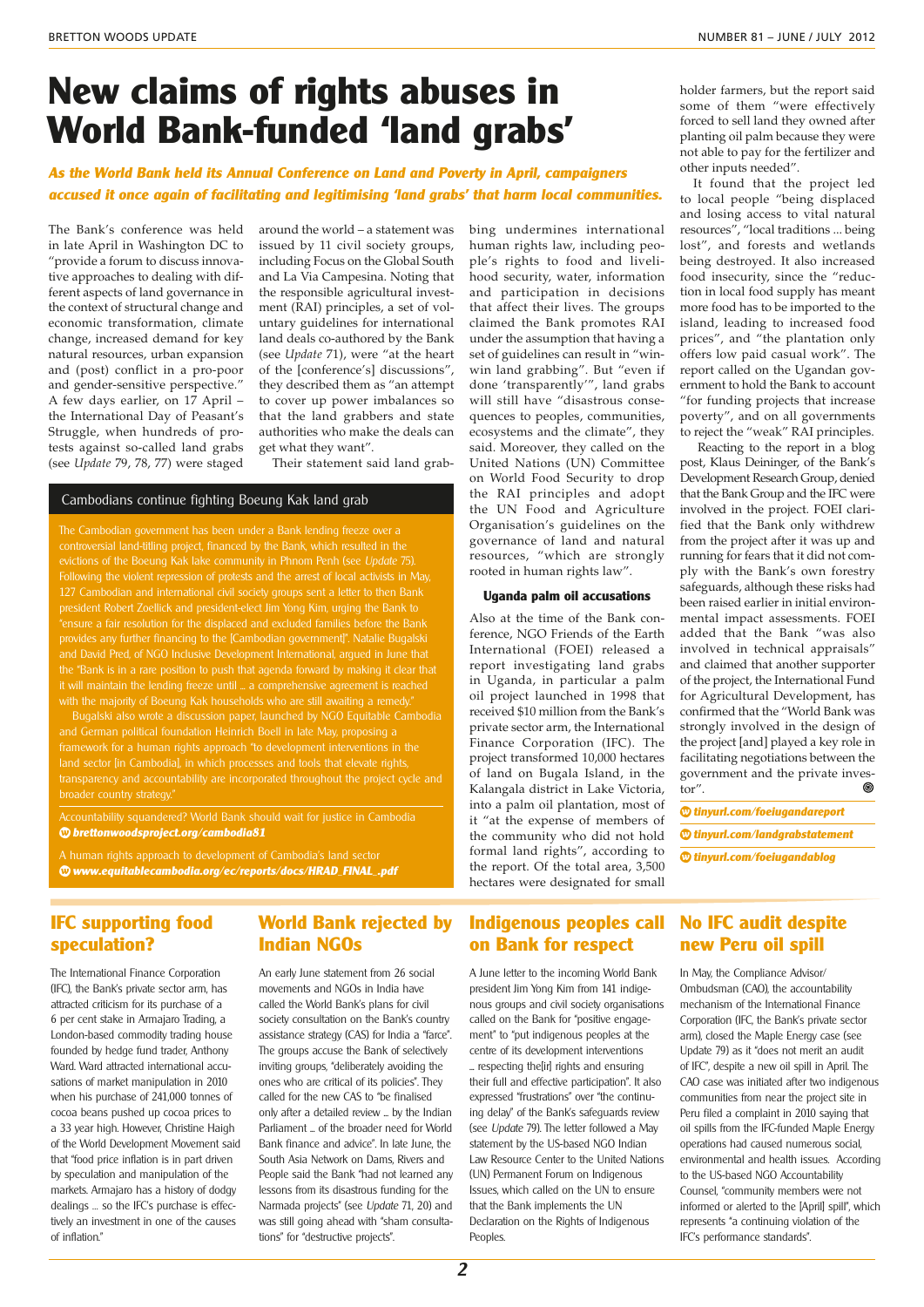# New claims of rights abuses in World Bank-funded 'land grabs'

***As the World Bank held its Annual Conference on Land and Poverty in April, campaigners accused it once again of facilitating and legitimising 'land grabs' that harm local communities.***

The Bank's conference was held in late April in Washington DC to "provide a forum to discuss innovative approaches to dealing with different aspects of land governance in the context of structural change and economic transformation, climate change, increased demand for key natural resources, urban expansion and (post) conflict in a pro-poor and gender-sensitive perspective." A few days earlier, on 17 April – the International Day of Peasant's Struggle, when hundreds of protests against so-called land grabs (see *Update* 79, 78, 77) were staged around the world – a statement was issued by 11 civil society groups, including Focus on the Global South and La Via Campesina. Noting that the responsible agricultural investment (RAI) principles, a set of voluntary guidelines for international land deals co-authored by the Bank (see *Update* 71), were "at the heart of the [conference's] discussions", they described them as "an attempt to cover up power imbalances so that the land grabbers and state authorities who make the deals can get what they want".

Their statement said land grabbing undermines international human rights law, including people's rights to food and livelihood security, water, information and participation in decisions that affect their lives. The groups claimed the Bank promotes RAI under the assumption that having a set of guidelines can result in "win-win land grabbing". But "even if done 'transparently'", land grabs will still have "disastrous consequences to peoples, communities, ecosystems and the climate", they said. Moreover, they called on the United Nations (UN) Committee on World Food Security to drop the RAI principles and adopt the UN Food and Agriculture Organisation's guidelines on the governance of land and natural resources, "which are strongly rooted in human rights law".

### Uganda palm oil accusations

Also at the time of the Bank conference, NGO Friends of the Earth International (FOEI) released a report investigating land grabs in Uganda, in particular a palm oil project launched in 1998 that received $10 million from the Bank's private sector arm, the International Finance Corporation (IFC). The project transformed 10,000 hectares of land on Bugala Island, in the Kalangala district in Lake Victoria, into a palm oil plantation, most of it "at the expense of members of the community who did not hold formal land rights", according to the report. Of the total area, 3,500 hectares were designated for small holder farmers, but the report said some of them "were effectively forced to sell land they owned after planting oil palm because they were not able to pay for the fertilizer and other inputs needed".

It found that the project led to local people "being displaced and losing access to vital natural resources", "local traditions ... being lost", and forests and wetlands being destroyed. It also increased food insecurity, since the "reduction in local food supply has meant more food has to be imported to the island, leading to increased food prices", and "the plantation only offers low paid casual work". The report called on the Ugandan government to hold the Bank to account "for funding projects that increase poverty", and on all governments to reject the "weak" RAI principles.

Reacting to the report in a blog post, Klaus Deininger, of the Bank's Development Research Group, denied that the Bank Group and the IFC were involved in the project. FOEI clarified that the Bank only withdrew from the project after it was up and running for fears that it did not comply with the Bank's own forestry safeguards, although these risks had been raised earlier in initial environmental impact assessments. FOEI added that the Bank "was also involved in technical appraisals" and claimed that another supporter of the project, the International Fund for Agricultural Development, has confirmed that the "World Bank was strongly involved in the design of the project [and] played a key role in facilitating negotiations between the government and the private investor".

*tinyurl.com/foeiugandareport*

*tinyurl.com/landgrabstatement*

*tinyurl.com/foeiugandablog*

---

### Cambodians continue fighting Boeung Kak land grab

The Cambodian government has been under a Bank lending freeze over a controversial land-titling project, financed by the Bank, which resulted in the evictions of the Boeung Kak lake community in Phnom Penh (see *Update* 75). Following the violent repression of protests and the arrest of local activists in May, 127 Cambodian and international civil society groups sent a letter to then Bank president Robert Zoellick and president-elect Jim Yong Kim, urging the Bank to "ensure a fair resolution for the displaced and excluded families before the Bank provides any further financing to the [Cambodian government]". Natalie Bugalski and David Pred, of NGO Inclusive Development International, argued in June that the "Bank is in a rare position to push that agenda forward by making it clear that it will maintain the lending freeze until ... a comprehensive agreement is reached with the majority of Boeung Kak households who are still awaiting a remedy."

Bugalski also wrote a discussion paper, launched by NGO Equitable Cambodia and German political foundation Heinrich Boell in late May, proposing a framework for a human rights approach "to development interventions in the land sector [in Cambodia], in which processes and tools that elevate rights, transparency and accountability are incorporated throughout the project cycle and broader country strategy."

Accountability squandered? World Bank should wait for justice in Cambodia
***brettonwoodsproject.org/cambodia81***

A human rights approach to development of Cambodia's land sector
***www.equitablecambodia.org/ec/reports/docs/HRAD_FINAL_.pdf***

---

## IFC supporting food speculation?

The International Finance Corporation (IFC), the Bank's private sector arm, has attracted criticism for its purchase of a 6 per cent stake in Armajaro Trading, a London-based commodity trading house founded by hedge fund trader, Anthony Ward. Ward attracted international accusations of market manipulation in 2010 when his purchase of 241,000 tonnes of cocoa beans pushed up cocoa prices to a 33 year high. However, Christine Haigh of the World Development Movement said that "food price inflation is in part driven by speculation and manipulation of the markets. Armajaro has a history of dodgy dealings ... so the IFC's purchase is effectively an investment in one of the causes of inflation."

## World Bank rejected by Indian NGOs

An early June statement from 26 social movements and NGOs in India have called the World Bank's plans for civil society consultation on the Bank's country assistance strategy (CAS) for India a "farce". The groups accuse the Bank of selectively inviting groups, "deliberately avoiding the ones who are critical of its policies". They called for the new CAS to "be finalised only after a detailed review ... by the Indian Parliament ... of the broader need for World Bank finance and advice". In late June, the South Asia Network on Dams, Rivers and People said the Bank "had not learned any lessons from its disastrous funding for the Narmada projects" (see *Update* 71, 20) and was still going ahead with "sham consultations" for "destructive projects".

## Indigenous peoples call on Bank for respect

A June letter to the incoming World Bank president Jim Yong Kim from 141 indigenous groups and civil society organisations called on the Bank for "positive engagement" to "put indigenous peoples at the centre of its development interventions ... respecting the[ir] rights and ensuring their full and effective participation". It also expressed "frustrations" over "the continuing delay" of the Bank's safeguards review (see *Update* 79). The letter followed a May statement by the US-based NGO Indian Law Resource Center to the United Nations (UN) Permanent Forum on Indigenous Issues, which called on the UN to ensure that the Bank implements the UN Declaration on the Rights of Indigenous Peoples.

## No IFC audit despite new Peru oil spill

In May, the Compliance Advisor/ Ombudsman (CAO), the accountability mechanism of the International Finance Corporation (IFC, the Bank's private sector arm), closed the Maple Energy case (see Update 79) as it "does not merit an audit of IFC", despite a new oil spill in April. The CAO case was initiated after two indigenous communities from near the project site in Peru filed a complaint in 2010 saying that oil spills from the IFC-funded Maple Energy operations had caused numerous social, environmental and health issues. According to the US-based NGO Accountability Counsel, "community members were not informed or alerted to the [April] spill", which represents "a continuing violation of the IFC's performance standards".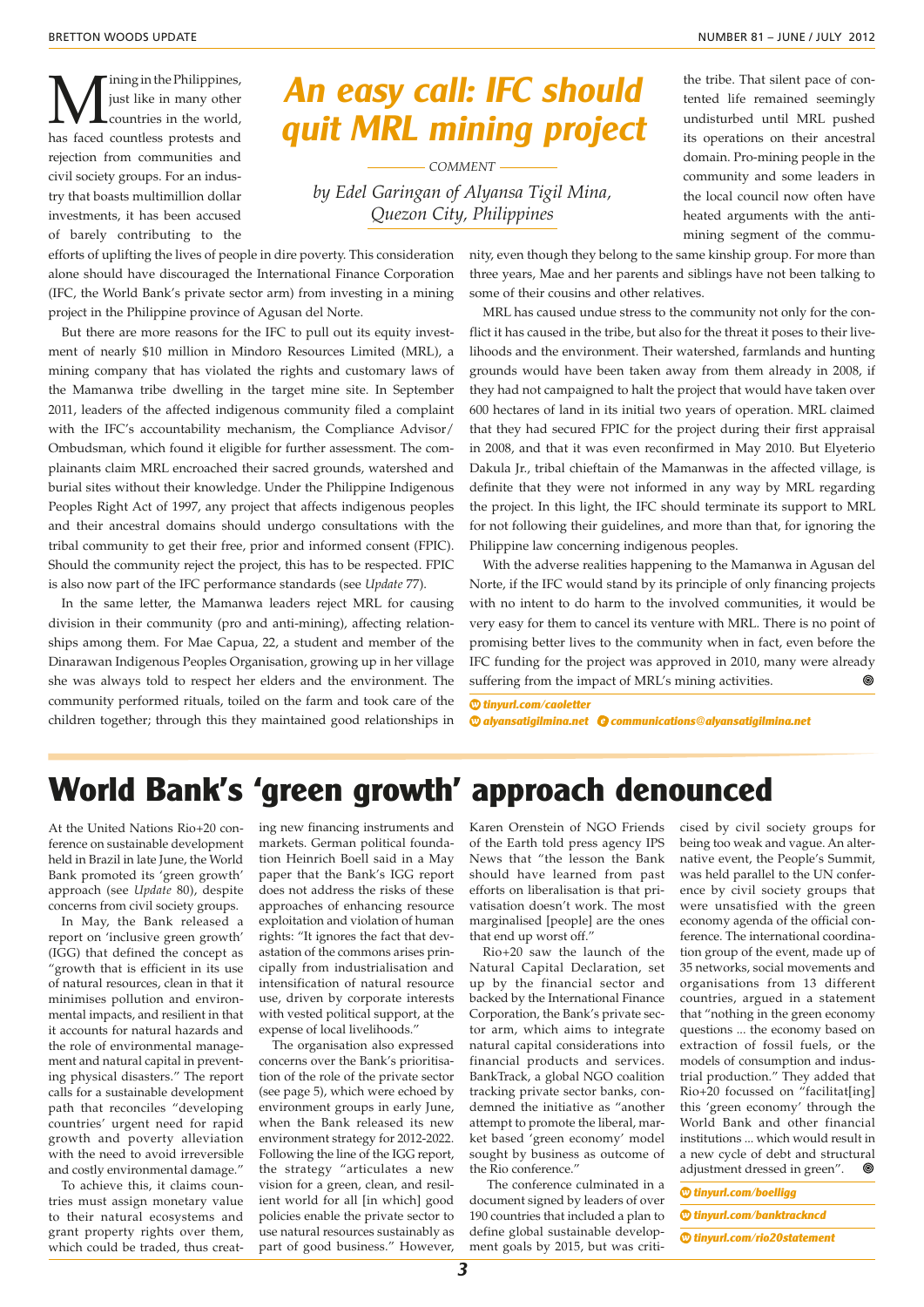# An easy call: IFC should quit MRL mining project

COMMENT

*by Edel Garingan of Alyansa Tigil Mina, Quezon City, Philippines*

Mining in the Philippines, just like in many other countries in the world, has faced countless protests and rejection from communities and civil society groups. For an industry that boasts multimillion dollar investments, it has been accused of barely contributing to the efforts of uplifting the lives of people in dire poverty. This consideration alone should have discouraged the International Finance Corporation (IFC, the World Bank's private sector arm) from investing in a mining project in the Philippine province of Agusan del Norte.

But there are more reasons for the IFC to pull out its equity investment of nearly $10 million in Mindoro Resources Limited (MRL), a mining company that has violated the rights and customary laws of the Mamanwa tribe dwelling in the target mine site. In September 2011, leaders of the affected indigenous community filed a complaint with the IFC's accountability mechanism, the Compliance Advisor/Ombudsman, which found it eligible for further assessment. The complainants claim MRL encroached their sacred grounds, watershed and burial sites without their knowledge. Under the Philippine Indigenous Peoples Right Act of 1997, any project that affects indigenous peoples and their ancestral domains should undergo consultations with the tribal community to get their free, prior and informed consent (FPIC). Should the community reject the project, this has to be respected. FPIC is also now part of the IFC performance standards (see *Update* 77).

In the same letter, the Mamanwa leaders reject MRL for causing division in their community (pro and anti-mining), affecting relationships among them. For Mae Capua, 22, a student and member of the Dinarawan Indigenous Peoples Organisation, growing up in her village she was always told to respect her elders and the environment. The community performed rituals, toiled on the farm and took care of the children together; through this they maintained good relationships in the tribe. That silent pace of contented life remained seemingly undisturbed until MRL pushed its operations on their ancestral domain. Pro-mining people in the community and some leaders in the local council now often have heated arguments with the anti-mining segment of the community, even though they belong to the same kinship group. For more than three years, Mae and her parents and siblings have not been talking to some of their cousins and other relatives.

MRL has caused undue stress to the community not only for the conflict it has caused in the tribe, but also for the threat it poses to their livelihoods and the environment. Their watershed, farmlands and hunting grounds would have been taken away from them already in 2008, if they had not campaigned to halt the project that would have taken over 600 hectares of land in its initial two years of operation. MRL claimed that they had secured FPIC for the project during their first appraisal in 2008, and that it was even reconfirmed in May 2010. But Elyeterio Dakula Jr., tribal chieftain of the Mamanwas in the affected village, is definite that they were not informed in any way by MRL regarding the project. In this light, the IFC should terminate its support to MRL for not following their guidelines, and more than that, for ignoring the Philippine law concerning indigenous peoples.

With the adverse realities happening to the Mamanwa in Agusan del Norte, if the IFC would stand by its principle of only financing projects with no intent to do harm to the involved communities, it would be very easy for them to cancel its venture with MRL. There is no point of promising better lives to the community when in fact, even before the IFC funding for the project was approved in 2010, many were already suffering from the impact of MRL's mining activities.

tinyurl.com/caoletter
alyansatigilmina.net communications@alyansatigilmina.net

# World Bank's 'green growth' approach denounced

At the United Nations Rio+20 conference on sustainable development held in Brazil in late June, the World Bank promoted its 'green growth' approach (see *Update* 80), despite concerns from civil society groups.

In May, the Bank released a report on 'inclusive green growth' (IGG) that defined the concept as "growth that is efficient in its use of natural resources, clean in that it minimises pollution and environmental impacts, and resilient in that it accounts for natural hazards and the role of environmental management and natural capital in preventing physical disasters." The report calls for a sustainable development path that reconciles "developing countries' urgent need for rapid growth and poverty alleviation with the need to avoid irreversible and costly environmental damage."

To achieve this, it claims countries must assign monetary value to their natural ecosystems and grant property rights over them, which could be traded, thus creating new financing instruments and markets. German political foundation Heinrich Boell said in a May paper that the Bank's IGG report does not address the risks of these approaches of enhancing resource exploitation and violation of human rights: "It ignores the fact that devastation of the commons arises principally from industrialisation and intensification of natural resource use, driven by corporate interests with vested political support, at the expense of local livelihoods."

The organisation also expressed concerns over the Bank's prioritisation of the role of the private sector (see page 5), which were echoed by environment groups in early June, when the Bank released its new environment strategy for 2012-2022. Following the line of the IGG report, the strategy "articulates a new vision for a green, clean, and resilient world for all [in which] good policies enable the private sector to use natural resources sustainably as part of good business." However, Karen Orenstein of NGO Friends of the Earth told press agency IPS News that "the lesson the Bank should have learned from past efforts on liberalisation is that privatisation doesn't work. The most marginalised [people] are the ones that end up worst off."

Rio+20 saw the launch of the Natural Capital Declaration, set up by the financial sector and backed by the International Finance Corporation, the Bank's private sector arm, which aims to integrate natural capital considerations into financial products and services. BankTrack, a global NGO coalition tracking private sector banks, condemned the initiative as "another attempt to promote the liberal, market based 'green economy' model sought by business as outcome of the Rio conference."

The conference culminated in a document signed by leaders of over 190 countries that included a plan to define global sustainable development goals by 2015, but was criticised by civil society groups for being too weak and vague. An alternative event, the People's Summit, was held parallel to the UN conference by civil society groups that were unsatisfied with the green economy agenda of the official conference. The international coordination group of the event, made up of 35 networks, social movements and organisations from 13 different countries, argued in a statement that "nothing in the green economy questions ... the economy based on extraction of fossil fuels, or the models of consumption and industrial production." They added that Rio+20 focussed on "facilitat[ing] this 'green economy' through the World Bank and other financial institutions ... which would result in a new cycle of debt and structural adjustment dressed in green".

tinyurl.com/boelligg
tinyurl.com/banktrackncd
tinyurl.com/rio20statement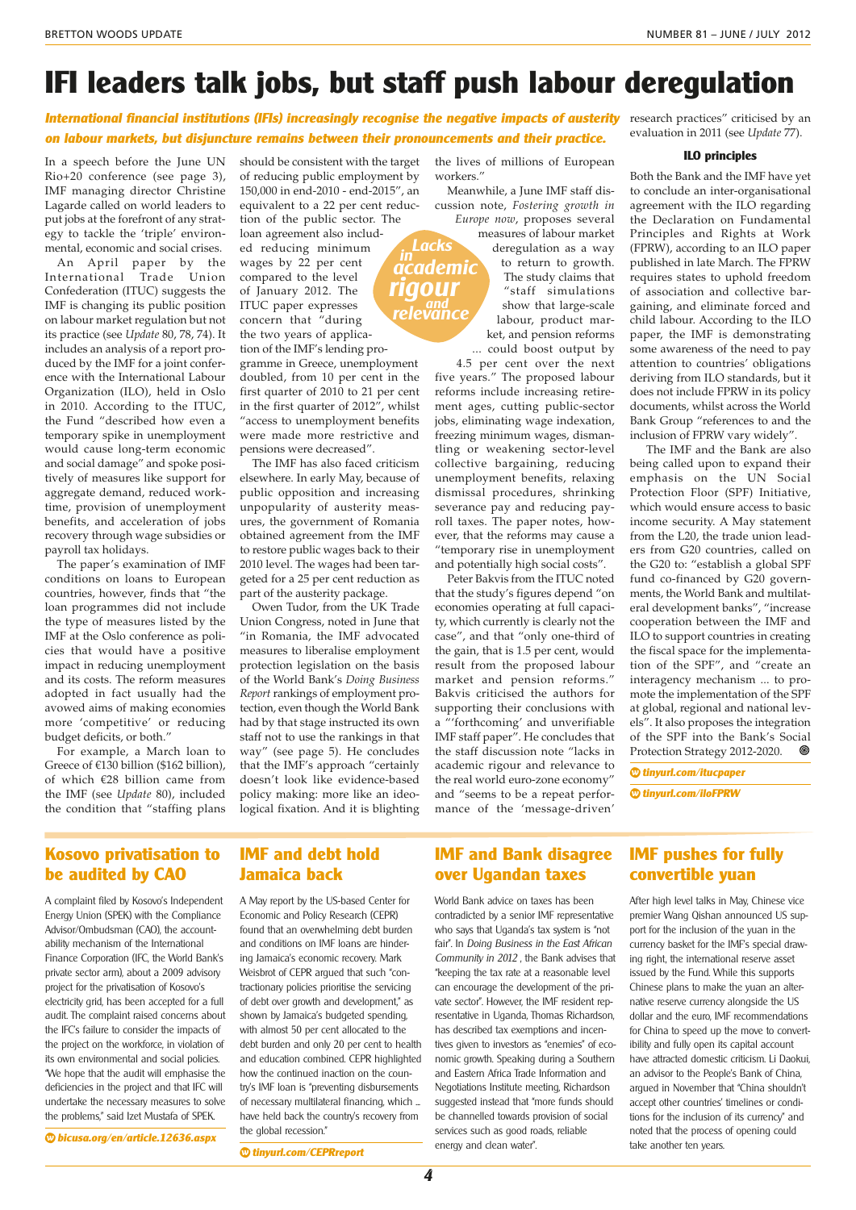# IFI leaders talk jobs, but staff push labour deregulation

***International financial institutions (IFIs) increasingly recognise the impacts of austerity on labour markets, but disjuncture remains between their pronouncements and their practice.***

In a speech before the June UN Rio+20 conference (see page 3), IMF managing director Christine Lagarde called on world leaders to put jobs at the forefront of any strategy to tackle the 'triple' environmental, economic and social crises.

An April paper by the International Trade Union Confederation (ITUC) suggests the IMF is changing its public position on labour market regulation but not its practice (see *Update* 80, 78, 74). It includes an analysis of a report produced by the IMF for a joint conference with the International Labour Organization (ILO), held in Oslo in 2010. According to the ITUC, the Fund "described how even a temporary spike in unemployment would cause long-term economic and social damage" and spoke positively of measures like support for aggregate demand, reduced work-time, provision of unemployment benefits, and acceleration of jobs recovery through wage subsidies or payroll tax holidays.

The paper's examination of IMF conditions on loans to European countries, however, finds that "the loan programmes did not include the type of measures listed by the IMF at the Oslo conference as policies that would have a positive impact in reducing unemployment and its costs. The reform measures adopted in fact usually had the avowed aims of making economies more 'competitive' or reducing budget deficits, or both."

For example, a March loan to Greece of €130 billion ($162 billion), of which €28 billion came from the IMF (see *Update* 80), included the condition that "staffing plans should be consistent with the target of reducing public employment by 150,000 in end-2010 - end-2015", an equivalent to a 22 per cent reduction of the public sector. The loan agreement also included reducing minimum wages by 22 per cent compared to the level of January 2012. The ITUC paper expresses concern that "during the two years of application of the IMF's lending programme in Greece, unemployment doubled, from 10 per cent in the first quarter of 2010 to 21 per cent in the first quarter of 2012", whilst "access to unemployment benefits were made more restrictive and pensions were decreased".

The IMF has also faced criticism elsewhere. In early May, because of public opposition and increasing unpopularity of austerity measures, the government of Romania obtained agreement from the IMF to restore public wages back to their 2010 level. The wages had been targeted for a 25 per cent reduction as part of the austerity package.

Owen Tudor, from the UK Trade Union Congress, noted in June that "in Romania, the IMF advocated measures to liberalise employment protection legislation on the basis of the World Bank's *Doing Business Report* rankings of employment protection, even though the World Bank had by that stage instructed its own staff not to use the rankings in that way" (see page 5). He concludes that the IMF's approach "certainly doesn't look like evidence-based policy making: more like an ideological fixation. And it is blighting the lives of millions of European workers."

Meanwhile, a June IMF staff discussion note, *Fostering growth in Europe now*, proposes several measures of labour market deregulation as a way to return to growth. The study claims that "staff simulations show that large-scale labour, product market, and pension reforms ... could boost output by 4.5 per cent over the next five years." The proposed labour reforms include increasing retirement ages, cutting public-sector jobs, eliminating wage indexation, freezing minimum wages, dismantling or weakening sector-level collective bargaining, reducing unemployment benefits, relaxing dismissal procedures, shrinking severance pay and reducing payroll taxes. The paper notes, however, that the reforms may cause a "temporary rise in unemployment and potentially high social costs".

Peter Bakvis from the ITUC noted that the study's figures depend "on economies operating at full capacity, which currently is clearly not the case", and that "only one-third of the gain, that is 1.5 per cent, would result from the proposed labour market and pension reforms." Bakvis criticised the authors for supporting their conclusions with a "'forthcoming' and unverifiable IMF staff paper". He concludes that the staff discussion note "lacks in academic rigour and relevance to the real world euro-zone economy" and "seems to be a repeat performance of the 'message-driven' research practices" criticised by an evaluation in 2011 (see *Update* 77).

> *Lacks in academic rigour and relevance*

### ILO principles

Both the Bank and the IMF have yet to conclude an inter-organisational agreement with the ILO regarding the Declaration on Fundamental Principles and Rights at Work (FPRW), according to an ILO paper published in late March. The FPRW requires states to uphold freedom of association and collective bargaining, and eliminate forced and child labour. According to the ILO paper, the IMF is demonstrating some awareness of the need to pay attention to countries' obligations deriving from ILO standards, but it does not include FPRW in its policy documents, whilst across the World Bank Group "references to and the inclusion of FPRW vary widely".

The IMF and the Bank are also being called upon to expand their emphasis on the UN Social Protection Floor (SPF) Initiative, which would ensure access to basic income security. A May statement from the L20, the trade union leaders from G20 countries, called on the G20 to: "establish a global SPF fund co-financed by G20 governments, the World Bank and multilateral development banks", "increase cooperation between the IMF and ILO to support countries in creating the fiscal space for the implementation of the SPF", and "create an interagency mechanism ... to promote the implementation of the SPF at global, regional and national levels". It also proposes the integration of the SPF into the Bank's Social Protection Strategy 2012-2020.

***tinyurl.com/itucpaper***

***tinyurl.com/iloFPRW***

## Kosovo privatisation to be audited by CAO

A complaint filed by Kosovo's Independent Energy Union (SPEK) with the Compliance Advisor/Ombudsman (CAO), the accountability mechanism of the International Finance Corporation (IFC, the World Bank's private sector arm), about a 2009 advisory project for the privatisation of Kosovo's electricity grid, has been accepted for a full audit. The complaint raised concerns about the IFC's failure to consider the impacts of the project on the workforce, in violation of its own environmental and social policies. "We hope that the audit will emphasise the deficiencies in the project and that IFC will undertake the necessary measures to solve the problems," said Izet Mustafa of SPEK.

***bicusa.org/en/article.12636.aspx***

## IMF and debt hold Jamaica back

A May report by the US-based Center for Economic and Policy Research (CEPR) found that an overwhelming debt burden and conditions on IMF loans are hindering Jamaica's economic recovery. Mark Weisbrot of CEPR argued that such "contractionary policies prioritise the servicing of debt over growth and development," as shown by Jamaica's budgeted spending, with almost 50 per cent allocated to the debt burden and only 20 per cent to health and education combined. CEPR highlighted how the continued inaction on the country's IMF loan is "preventing disbursements of necessary multilateral financing, which ... have held back the country's recovery from the global recession."

***tinyurl.com/CEPRreport***

## IMF and Bank disagree over Ugandan taxes

World Bank advice on taxes has been contradicted by a senior IMF representative who says that Uganda's tax system is "not fair". In *Doing Business in the East African Community in 2012* , the Bank advises that "keeping the tax rate at a reasonable level can encourage the development of the private sector". However, the IMF resident representative in Uganda, Thomas Richardson, has described tax exemptions and incentives given to investors as "enemies" of economic growth. Speaking during a Southern and Eastern Africa Trade Information and Negotiations Institute meeting, Richardson suggested instead that "more funds should be channelled towards provision of social services such as good roads, reliable energy and clean water".

## IMF pushes for fully convertible yuan

After high level talks in May, Chinese vice premier Wang Qishan announced US support for the inclusion of the yuan in the currency basket for the IMF's special drawing right, the international reserve asset issued by the Fund. While this supports Chinese plans to make the yuan an alternative reserve currency alongside the US dollar and the euro, IMF recommendations for China to speed up the move to convertibility and fully open its capital account have attracted domestic criticism. Li Daokui, an advisor to the People's Bank of China, argued in November that "China shouldn't accept other countries' timelines or conditions for the inclusion of its currency" and noted that the process of opening could take another ten years.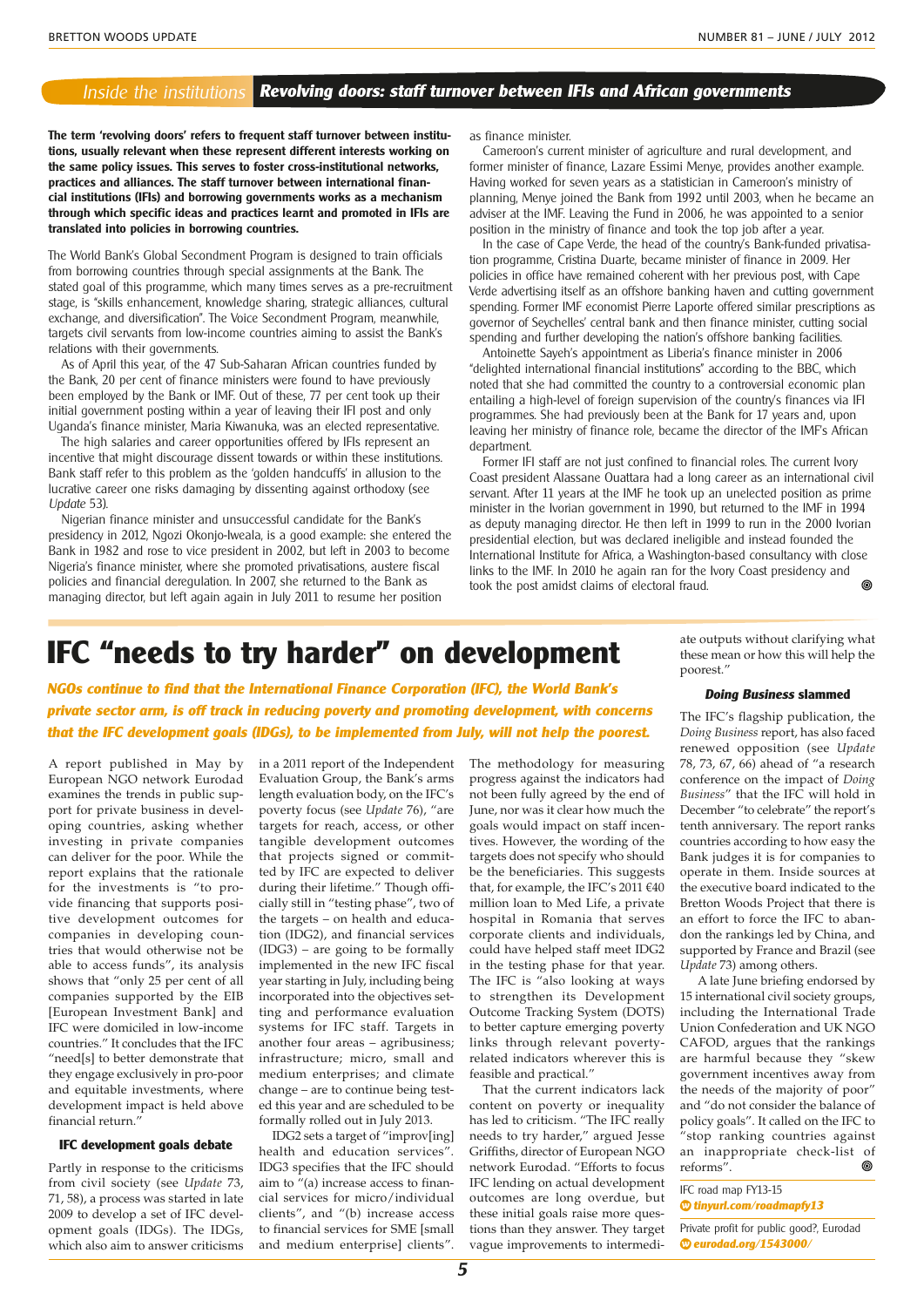## Inside the institutions: Revolving doors: staff turnover between IFIs and African governments

**The term 'revolving doors' refers to frequent staff turnover between institutions, usually relevant when these represent different interests working on the same policy issues. This serves to foster cross-institutional networks, practices and alliances. The staff turnover between international financial institutions (IFIs) and borrowing governments works as a mechanism through which specific ideas and practices learnt and promoted in IFIs are translated into policies in borrowing countries.**

The World Bank's Global Secondment Program is designed to train officials from borrowing countries through special assignments at the Bank. The stated goal of this programme, which many times serves as a pre-recruitment stage, is "skills enhancement, knowledge sharing, strategic alliances, cultural exchange, and diversification". The Voice Secondment Program, meanwhile, targets civil servants from low-income countries aiming to assist the Bank's relations with their governments.

As of April this year, of the 47 Sub-Saharan African countries funded by the Bank, 20 per cent of finance ministers were found to have previously been employed by the Bank or IMF. Out of these, 77 per cent took up their initial government posting within a year of leaving their IFI post and only Uganda's finance minister, Maria Kiwanuka, was an elected representative.

The high salaries and career opportunities offered by IFIs represent an incentive that might discourage dissent towards or within these institutions. Bank staff refer to this problem as the 'golden handcuffs' in allusion to the lucrative career one risks damaging by dissenting against orthodoxy (see *Update* 53).

Nigerian finance minister and unsuccessful candidate for the Bank's presidency in 2012, Ngozi Okonjo-Iweala, is a good example: she entered the Bank in 1982 and rose to vice president in 2002, but left in 2003 to become Nigeria's finance minister, where she promoted privatisations, austere fiscal policies and financial deregulation. In 2007, she returned to the Bank as managing director, but left again again in July 2011 to resume her position as finance minister.

Cameroon's current minister of agriculture and rural development, and former minister of finance, Lazare Essimi Menye, provides another example. Having worked for seven years as a statistician in Cameroon's ministry of planning, Menye joined the Bank from 1992 until 2003, when he became an adviser at the IMF. Leaving the Fund in 2006, he was appointed to a senior position in the ministry of finance and took the top job after a year.

In the case of Cape Verde, the head of the country's Bank-funded privatisation programme, Cristina Duarte, became minister of finance in 2009. Her policies in office have remained coherent with her previous post, with Cape Verde advertising itself as an offshore banking haven and cutting government spending. Former IMF economist Pierre Laporte offered similar prescriptions as governor of Seychelles' central bank and then finance minister, cutting social spending and further developing the nation's offshore banking facilities.

Antoinette Sayeh's appointment as Liberia's finance minister in 2006 "delighted international financial institutions" according to the BBC, which noted that she had committed the country to a controversial economic plan entailing a high-level of foreign supervision of the country's finances via IFI programmes. She had previously been at the Bank for 17 years and, upon leaving her ministry of finance role, became the director of the IMF's African department.

Former IFI staff are not just confined to financial roles. The current Ivory Coast president Alassane Ouattara had a long career as an international civil servant. After 11 years at the IMF he took up an unelected position as prime minister in the Ivorian government in 1990, but returned to the IMF in 1994 as deputy managing director. He then left in 1999 to run in the 2000 Ivorian presidential election, but was declared ineligible and instead founded the International Institute for Africa, a Washington-based consultancy with close links to the IMF. In 2010 he again ran for the Ivory Coast presidency and took the post amidst claims of electoral fraud.

# IFC "needs to try harder" on development

***NGOs continue to find that the International Finance Corporation (IFC), the World Bank's private sector arm, is off track in reducing poverty and promoting development, with concerns that the IFC development goals (IDGs), to be implemented from July, will not help the poorest.***

A report published in May by European NGO network Eurodad examines the trends in public support for private business in developing countries, asking whether investing in private companies can deliver for the poor. While the report explains that the rationale for the investments is "to provide financing that supports positive development outcomes for companies in developing countries that would otherwise not be able to access funds", its analysis shows that "only 25 per cent of all companies supported by the EIB [European Investment Bank] and IFC were domiciled in low-income countries." It concludes that the IFC "need[s] to better demonstrate that they engage exclusively in pro-poor and equitable investments, where development impact is held above financial return."

### IFC development goals debate

Partly in response to the criticisms from civil society (see *Update* 73, 71, 58), a process was started in late 2009 to develop a set of IFC development goals (IDGs). The IDGs, which also aim to answer criticisms in a 2011 report of the Independent Evaluation Group, the Bank's arms length evaluation body, on the IFC's poverty focus (see *Update* 76), "are targets for reach, access, or other tangible development outcomes that projects signed or committed by IFC are expected to deliver during their lifetime." Though officially still in "testing phase", two of the targets – on health and education (IDG2), and financial services (IDG3) – are going to be formally implemented in the new IFC fiscal year starting in July, including being incorporated into the objectives setting and performance evaluation systems for IFC staff. Targets in another four areas – agribusiness; infrastructure; micro, small and medium enterprises; and climate change – are to continue being tested this year and are scheduled to be formally rolled out in July 2013.

IDG2 sets a target of "improv[ing] health and education services". IDG3 specifies that the IFC should aim to "(a) increase access to financial services for micro/individual clients", and "(b) increase access to financial services for SME [small and medium enterprise] clients". The methodology for measuring progress against the indicators had not been fully agreed by the end of June, nor was it clear how much the goals would impact on staff incentives. However, the wording of the targets does not specify who should be the beneficiaries. This suggests that, for example, the IFC's 2011 €40 million loan to Med Life, a private hospital in Romania that serves corporate clients and individuals, could have helped staff meet IDG2 in the testing phase for that year. The IFC is "also looking at ways to strengthen its Development Outcome Tracking System (DOTS) to better capture emerging poverty links through relevant poverty-related indicators wherever this is feasible and practical."

That the current indicators lack content on poverty or inequality has led to criticism. "The IFC really needs to try harder," argued Jesse Griffiths, director of European NGO network Eurodad. "Efforts to focus IFC lending on actual development outcomes are long overdue, but these initial goals raise more questions than they answer. They target vague improvements to intermediate outputs without clarifying what these mean or how this will help the poorest."

### *Doing Business* slammed

The IFC's flagship publication, the *Doing Business* report, has also faced renewed opposition (see *Update* 78, 73, 67, 66) ahead of "a research conference on the impact of *Doing Business*" that the IFC will hold in December "to celebrate" the report's tenth anniversary. The report ranks countries according to how easy the Bank judges it is for companies to operate in them. Inside sources at the executive board indicated to the Bretton Woods Project that there is an effort to force the IFC to abandon the rankings led by China, and supported by France and Brazil (see *Update* 73) among others.

A late June briefing endorsed by 15 international civil society groups, including the International Trade Union Confederation and UK NGO CAFOD, argues that the rankings are harmful because they "skew government incentives away from the needs of the majority of poor" and "do not consider the balance of policy goals". It called on the IFC to "stop ranking countries against an inappropriate check-list of reforms".

IFC road map FY13-15
**tinyurl.com/roadmapfy13**

Private profit for public good?, Eurodad
**eurodad.org/1543000/**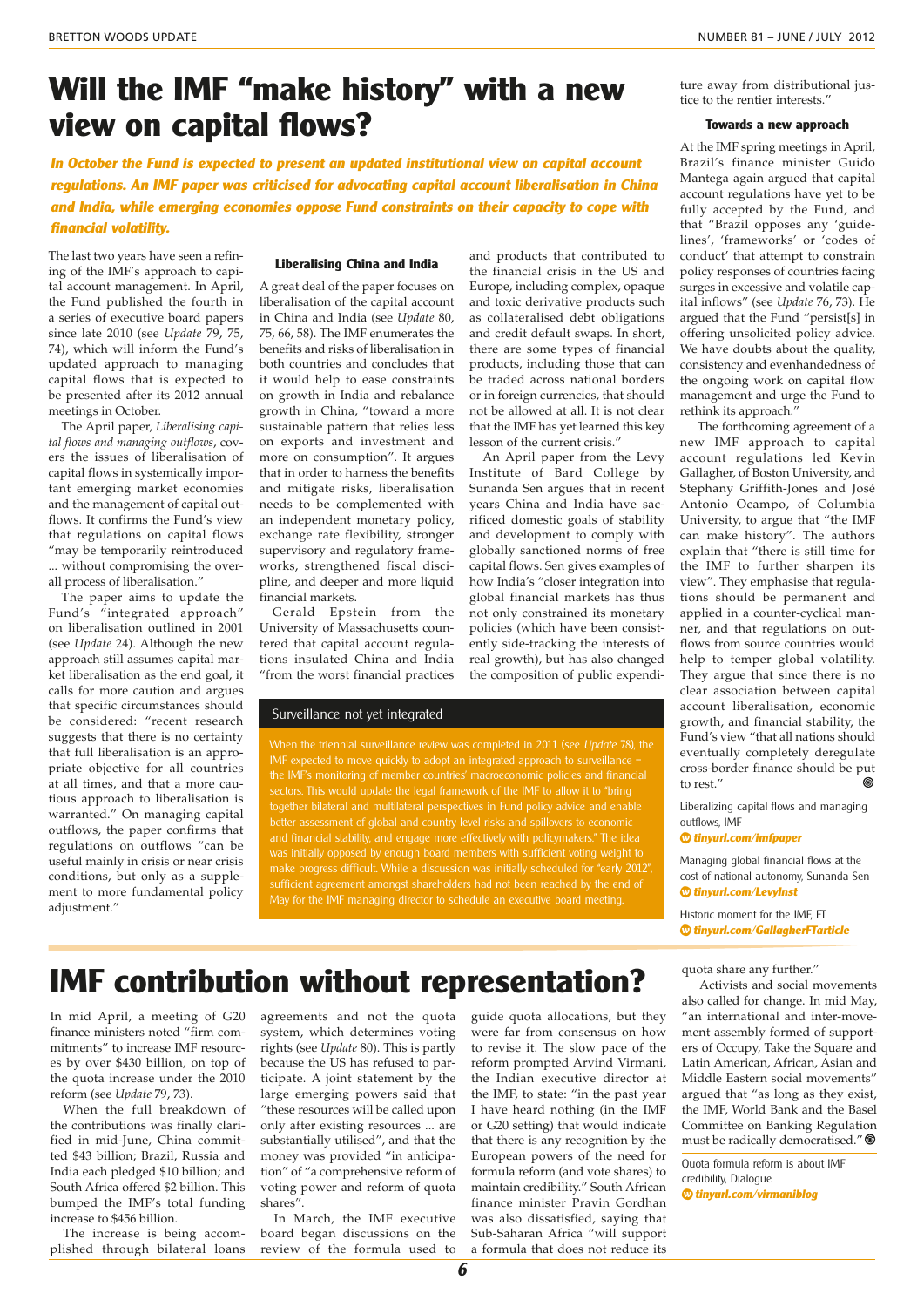# Will the IMF "make history" with a new view on capital flows?

***In October the Fund is expected to present an updated institutional view on capital account regulations. An IMF paper was criticised for advocating capital account liberalisation in China and India, while emerging economies oppose Fund constraints on their capacity to cope with financial volatility.***

The last two years have seen a refining of the IMF's approach to capital account management. In April, the Fund published the fourth in a series of executive board papers since late 2010 (see *Update* 79, 75, 74), which will inform the Fund's updated approach to managing capital flows that is expected to be presented after its 2012 annual meetings in October.

The April paper, *Liberalising capital flows and managing outflows*, covers the issues of liberalisation of capital flows in systemically important emerging market economies and the management of capital outflows. It confirms the Fund's view that regulations on capital flows "may be temporarily reintroduced ... without compromising the overall process of liberalisation."

The paper aims to update the Fund's "integrated approach" on liberalisation outlined in 2001 (see *Update* 24). Although the new approach still assumes capital market liberalisation as the end goal, it calls for more caution and argues that specific circumstances should be considered: "recent research suggests that there is no certainty that full liberalisation is an appropriate objective for all countries at all times, and that a more cautious approach to liberalisation is warranted." On managing capital outflows, the paper confirms that regulations on outflows "can be useful mainly in crisis or near crisis conditions, but only as a supplement to more fundamental policy adjustment."

### Liberalising China and India

A great deal of the paper focuses on liberalisation of the capital account in China and India (see *Update* 80, 75, 66, 58). The IMF enumerates the benefits and risks of liberalisation in both countries and concludes that it would help to ease constraints on growth in India and rebalance growth in China, "toward a more sustainable pattern that relies less on exports and investment and more on consumption". It argues that in order to harness the benefits and mitigate risks, liberalisation needs to be complemented with an independent monetary policy, exchange rate flexibility, stronger supervisory and regulatory frameworks, strengthened fiscal discipline, and deeper and more liquid financial markets.

Gerald Epstein from the University of Massachusetts countered that capital account regulations insulated China and India "from the worst financial practices and products that contributed to the financial crisis in the US and Europe, including complex, opaque and toxic derivative products such as collateralised debt obligations and credit default swaps. In short, there are some types of financial products, including those that can be traded across national borders or in foreign currencies, that should not be allowed at all. It is not clear that the IMF has yet learned this key lesson of the current crisis."

An April paper from the Levy Institute of Bard College by Sunanda Sen argues that in recent years China and India have sacrificed domestic goals of stability and development to comply with globally sanctioned norms of free capital flows. Sen gives examples of how India's "closer integration into global financial markets has thus not only constrained its monetary policies (which have been consistently side-tracking the interests of real growth), but has also changed the composition of public expenditure away from distributional justice to the rentier interests."

### Towards a new approach

At the IMF spring meetings in April, Brazil's finance minister Guido Mantega again argued that capital account regulations have yet to be fully accepted by the Fund, and that "Brazil opposes any 'guidelines', 'frameworks' or 'codes of conduct' that attempt to constrain policy responses of countries facing surges in excessive and volatile capital inflows" (see *Update* 76, 73). He argued that the Fund "persist[s] in offering unsolicited policy advice. We have doubts about the quality, consistency and evenhandedness of the ongoing work on capital flow management and urge the Fund to rethink its approach."

The forthcoming agreement of a new IMF approach to capital account regulations led Kevin Gallagher, of Boston University, and Stephany Griffith-Jones and José Antonio Ocampo, of Columbia University, to argue that "the IMF can make history". The authors explain that "there is still time for the IMF to further sharpen its view". They emphasise that regulations should be permanent and applied in a counter-cyclical manner, and that regulations on outflows from source countries would help to temper global volatility. They argue that since there is no clear association between capital account liberalisation, economic growth, and financial stability, the Fund's view "that all nations should eventually completely deregulate cross-border finance should be put to rest."

> **Surveillance not yet integrated**
>
> When the triennial surveillance review was completed in 2011 (see *Update* 78), the IMF expected to move quickly to adopt an integrated approach to surveillance – the IMF's monitoring of member countries' macroeconomic policies and financial sectors. This would update the legal framework of the IMF to allow it to "bring together bilateral and multilateral perspectives in Fund policy advice and enable better assessment of global and country level risks and spillovers to economic and financial stability, and engage more effectively with policymakers." The idea was initially opposed by enough board members with sufficient voting weight to make progress difficult. While a discussion was initially scheduled for "early 2012", sufficient agreement amongst shareholders had not been reached by the end of May for the IMF managing director to schedule an executive board meeting.

Liberalizing capital flows and managing outflows, IMF
**tinyurl.com/imfpaper**

Managing global financial flows at the cost of national autonomy, Sunanda Sen
**tinyurl.com/LevyInst**

Historic moment for the IMF, FT
**tinyurl.com/GallagherFTarticle**

# IMF contribution without representation?

In mid April, a meeting of G20 finance ministers noted "firm commitments" to increase IMF resources by over $430 billion, on top of the quota increase under the 2010 reform (see *Update* 79, 73).

When the full breakdown of the contributions was finally clarified in mid-June, China committed $43 billion; Brazil, Russia and India each pledged $10 billion; and South Africa offered $2 billion. This bumped the IMF's total funding increase to $456 billion.

The increase is being accomplished through bilateral loans agreements and not the quota system, which determines voting rights (see *Update* 80). This is partly because the US has refused to participate. A joint statement by the large emerging powers said that "these resources will be called upon only after existing resources ... are substantially utilised", and that the money was provided "in anticipation" of "a comprehensive reform of voting power and reform of quota shares".

In March, the IMF executive board began discussions on the review of the formula used to guide quota allocations, but they were far from consensus on how to revise it. The slow pace of the reform prompted Arvind Virmani, the Indian executive director at the IMF, to state: "in the past year I have heard nothing (in the IMF or G20 setting) that would indicate that there is any recognition by the European powers of the need for formula reform (and vote shares) to maintain credibility." South African finance minister Pravin Gordhan was also dissatisfied, saying that Sub-Saharan Africa "will support a formula that does not reduce its quota share any further."

Activists and social movements also called for change. In mid May, "an international and inter-movement assembly formed of supporters of Occupy, Take the Square and Latin American, African, Asian and Middle Eastern social movements" argued that "as long as they exist, the IMF, World Bank and the Basel Committee on Banking Regulation must be radically democratised."

Quota formula reform is about IMF credibility, Dialogue
**tinyurl.com/virmaniblog**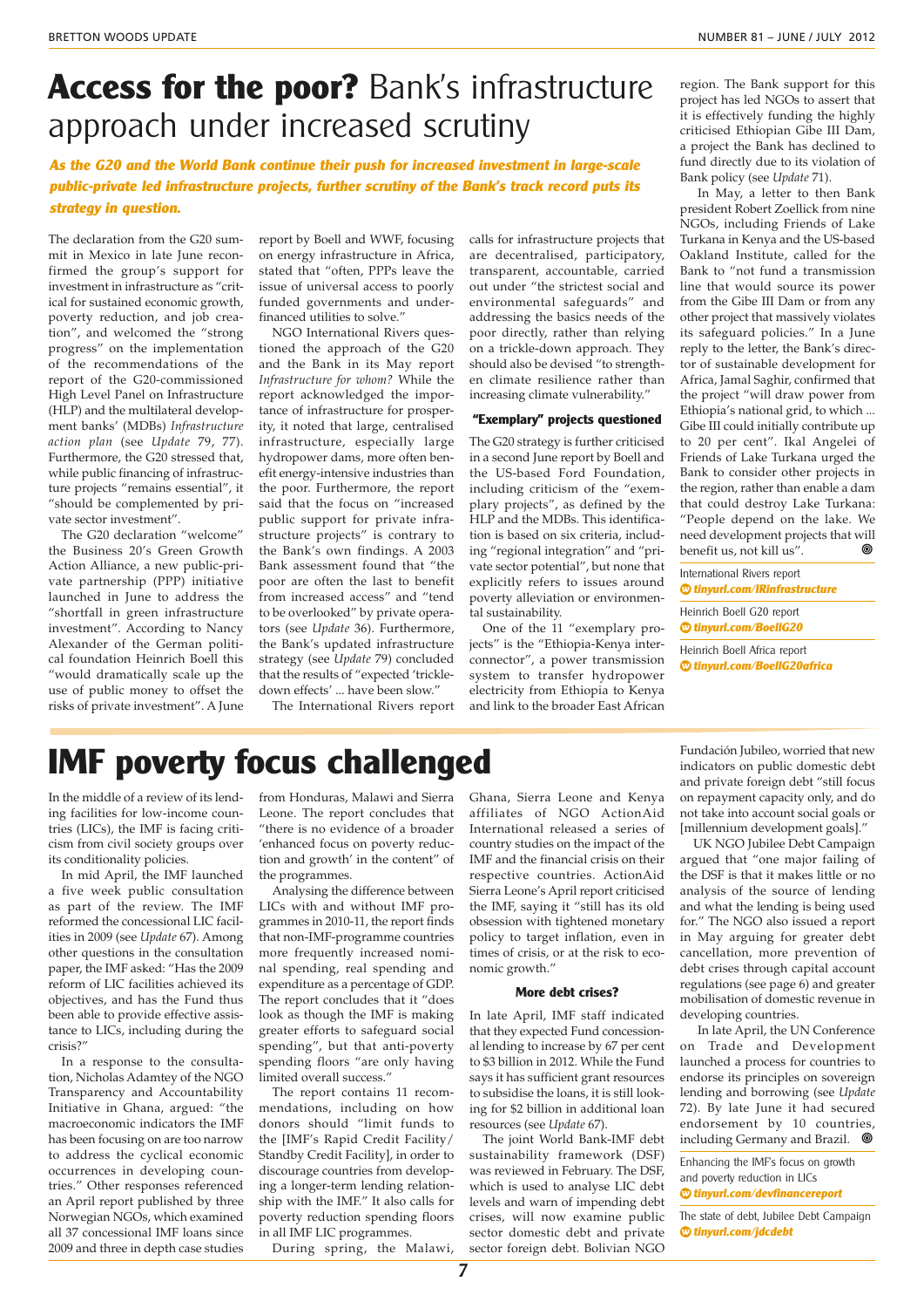# Access for the poor? Bank's infrastructure approach under increased scrutiny

***As the G20 and the World Bank continue their push for increased investment in large-scale public-private led infrastructure projects, further scrutiny of the Bank's track record puts its strategy in question.***

The declaration from the G20 summit in Mexico in late June reconfirmed the group's support for investment in infrastructure as "critical for sustained economic growth, poverty reduction, and job creation", and welcomed the "strong progress" on the implementation of the recommendations of the report of the G20-commissioned High Level Panel on Infrastructure (HLP) and the multilateral development banks' (MDBs) *Infrastructure action plan* (see *Update* 79, 77). Furthermore, the G20 stressed that, while public financing of infrastructure projects "remains essential", it "should be complemented by private sector investment".

The G20 declaration "welcome" the Business 20's Green Growth Action Alliance, a new public-private partnership (PPP) initiative launched in June to address the "shortfall in green infrastructure investment". According to Nancy Alexander of the German political foundation Heinrich Boell this "would dramatically scale up the use of public money to offset the risks of private investment". A June report by Boell and WWF, focusing on energy infrastructure in Africa, stated that "often, PPPs leave the issue of universal access to poorly funded governments and under-financed utilities to solve."

NGO International Rivers questioned the approach of the G20 and the Bank in its May report *Infrastructure for whom?* While the report acknowledged the importance of infrastructure for prosperity, it noted that large, centralised infrastructure, especially large hydropower dams, more often benefit energy-intensive industries than the poor. Furthermore, the report said that the focus on "increased public support for private infrastructure projects" is contrary to the Bank's own findings. A 2003 Bank assessment found that "the poor are often the last to benefit from increased access" and "tend to be overlooked" by private operators (see *Update* 36). Furthermore, the Bank's updated infrastructure strategy (see *Update* 79) concluded that the results of "expected 'trickle-down effects' ... have been slow."

The International Rivers report calls for infrastructure projects that are decentralised, participatory, transparent, accountable, carried out under "the strictest social and environmental safeguards" and addressing the basics needs of the poor directly, rather than relying on a trickle-down approach. They should also be devised "to strengthen climate resilience rather than increasing climate vulnerability."

### "Exemplary" projects questioned

The G20 strategy is further criticised in a second June report by Boell and the US-based Ford Foundation, including criticism of the "exemplary projects", as defined by the HLP and the MDBs. This identification is based on six criteria, including "regional integration" and "private sector potential", but none that explicitly refers to issues around poverty alleviation or environmental sustainability.

One of the 11 "exemplary projects" is the "Ethiopia-Kenya interconnector", a power transmission system to transfer hydropower electricity from Ethiopia to Kenya and link to the broader East African region. The Bank support for this project has led NGOs to assert that it is effectively funding the highly criticised Ethiopian Gibe III Dam, a project the Bank has declined to fund directly due to its violation of Bank policy (see *Update* 71).

In May, a letter to then Bank president Robert Zoellick from nine NGOs, including Friends of Lake Turkana in Kenya and the US-based Oakland Institute, called for the Bank to "not fund a transmission line that would source its power from the Gibe III Dam or from any other project that massively violates its safeguard policies." In a June reply to the letter, the Bank's director of sustainable development for Africa, Jamal Saghir, confirmed that the project "will draw power from Ethiopia's national grid, to which ... Gibe III could initially contribute up to 20 per cent". Ikal Angelei of Friends of Lake Turkana urged the Bank to consider other projects in the region, rather than enable a dam that could destroy Lake Turkana: "People depend on the lake. We need development projects that will benefit us, not kill us".

International Rivers report
***tinyurl.com/IRinfrastructure***

Heinrich Boell G20 report
***tinyurl.com/BoellG20***

Heinrich Boell Africa report
***tinyurl.com/BoellG20africa***

# IMF poverty focus challenged

In the middle of a review of its lending facilities for low-income countries (LICs), the IMF is facing criticism from civil society groups over its conditionality policies.

In mid April, the IMF launched a five week public consultation as part of the review. The IMF reformed the concessional LIC facilities in 2009 (see *Update* 67). Among other questions in the consultation paper, the IMF asked: "Has the 2009 reform of LIC facilities achieved its objectives, and has the Fund thus been able to provide effective assistance to LICs, including during the crisis?"

In a response to the consultation, Nicholas Adamtey of the NGO Transparency and Accountability Initiative in Ghana, argued: "the macroeconomic indicators the IMF has been focusing on are too narrow to address the cyclical economic occurrences in developing countries." Other responses referenced an April report published by three Norwegian NGOs, which examined all 37 concessional IMF loans since 2009 and three in depth case studies from Honduras, Malawi and Sierra Leone. The report concludes that "there is no evidence of a broader 'enhanced focus on poverty reduction and growth' in the content" of the programmes.

Analysing the difference between LICs with and without IMF programmes in 2010-11, the report finds that non-IMF-programme countries more frequently increased nominal spending, real spending and expenditure as a percentage of GDP. The report concludes that it "does look as though the IMF is making greater efforts to safeguard social spending", but that anti-poverty spending floors "are only having limited overall success."

The report contains 11 recommendations, including on how donors should "limit funds to the [IMF's Rapid Credit Facility/ Standby Credit Facility], in order to discourage countries from developing a longer-term lending relationship with the IMF." It also calls for poverty reduction spending floors in all IMF LIC programmes.

During spring, the Malawi, Ghana, Sierra Leone and Kenya affiliates of NGO ActionAid International released a series of country studies on the impact of the IMF and the financial crisis on their respective countries. ActionAid Sierra Leone's April report criticised the IMF, saying it "still has its old obsession with tightened monetary policy to target inflation, even in times of crisis, or at the risk to economic growth."

### More debt crises?

In late April, IMF staff indicated that they expected Fund concessional lending to increase by 67 per cent to $3 billion in 2012. While the Fund says it has sufficient grant resources to subsidise the loans, it is still looking for $2 billion in additional loan resources (see *Update* 67).

The joint World Bank-IMF debt sustainability framework (DSF) was reviewed in February. The DSF, which is used to analyse LIC debt levels and warn of impending debt crises, will now examine public sector domestic debt and private sector foreign debt. Bolivian NGO Fundación Jubileo, worried that new indicators on public domestic debt and private foreign debt "still focus on repayment capacity only, and do not take into account social goals or [millennium development goals]."

UK NGO Jubilee Debt Campaign argued that "one major failing of the DSF is that it makes little or no analysis of the source of lending and what the lending is being used for." The NGO also issued a report in May arguing for greater debt cancellation, more prevention of debt crises through capital account regulations (see page 6) and greater mobilisation of domestic revenue in developing countries.

In late April, the UN Conference on Trade and Development launched a process for countries to endorse its principles on sovereign lending and borrowing (see *Update* 72). By late June it had secured endorsement by 10 countries, including Germany and Brazil.

Enhancing the IMF's focus on growth and poverty reduction in LICs
***tinyurl.com/devfinancereport***

The state of debt, Jubilee Debt Campaign
***tinyurl.com/jdcdebt***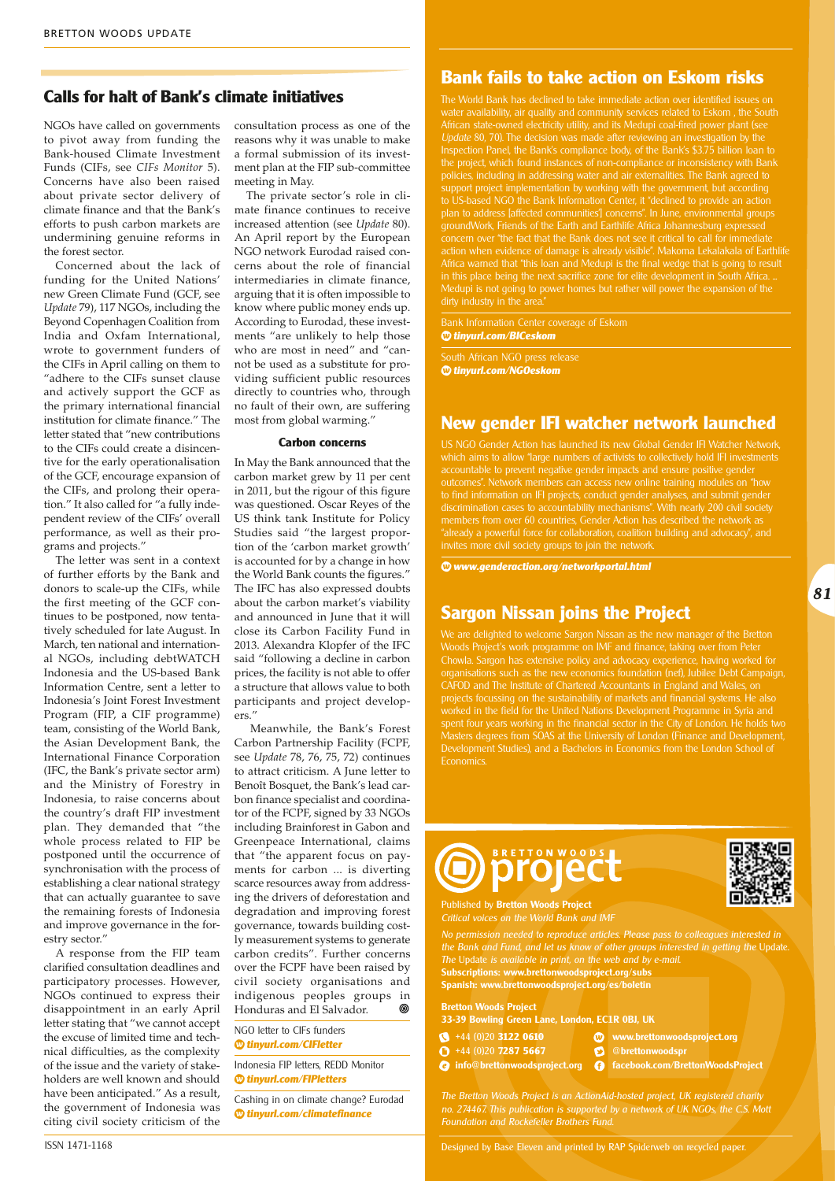## Calls for halt of Bank's climate initiatives

NGOs have called on governments to pivot away from funding the Bank-housed Climate Investment Funds (CIFs, see *CIFs Monitor* 5). Concerns have also been raised about private sector delivery of climate finance and that the Bank's efforts to push carbon markets are undermining genuine reforms in the forest sector.

Concerned about the lack of funding for the United Nations' new Green Climate Fund (GCF, see *Update* 79), 117 NGOs, including the Beyond Copenhagen Coalition from India and Oxfam International, wrote to government funders of the CIFs in April calling on them to "adhere to the CIFs sunset clause and actively support the GCF as the primary international financial institution for climate finance." The letter stated that "new contributions to the CIFs could create a disincentive for the early operationalisation of the GCF, encourage expansion of the CIFs, and prolong their operation." It also called for "a fully independent review of the CIFs' overall performance, as well as their programs and projects."

The letter was sent in a context of further efforts by the Bank and donors to scale-up the CIFs, while the first meeting of the GCF continues to be postponed, now tentatively scheduled for late August. In March, ten national and international NGOs, including debtWATCH Indonesia and the US-based Bank Information Centre, sent a letter to Indonesia's Joint Forest Investment Program (FIP, a CIF programme) team, consisting of the World Bank, the Asian Development Bank, the International Finance Corporation (IFC, the Bank's private sector arm) and the Ministry of Forestry in Indonesia, to raise concerns about the country's draft FIP investment plan. They demanded that "the whole process related to FIP be postponed until the occurrence of synchronisation with the process of establishing a clear national strategy that can actually guarantee to save the remaining forests of Indonesia and improve governance in the forestry sector."

A response from the FIP team clarified consultation deadlines and participatory processes. However, NGOs continued to express their disappointment in an early April letter stating that "we cannot accept the excuse of limited time and technical difficulties, as the complexity of the issue and the variety of stakeholders are well known and should have been anticipated." As a result, the government of Indonesia was citing civil society criticism of the consultation process as one of the reasons why it was unable to make a formal submission of its investment plan at the FIP sub-committee meeting in May.

The private sector's role in climate finance continues to receive increased attention (see *Update* 80). An April report by the European NGO network Eurodad raised concerns about the role of financial intermediaries in climate finance, arguing that it is often impossible to know where public money ends up. According to Eurodad, these investments "are unlikely to help those who are most in need" and "cannot be used as a substitute for providing sufficient public resources directly to countries who, through no fault of their own, are suffering most from global warming."

### Carbon concerns

In May the Bank announced that the carbon market grew by 11 per cent in 2011, but the rigour of this figure was questioned. Oscar Reyes of the US think tank Institute for Policy Studies said "the largest proportion of the 'carbon market growth' is accounted for by a change in how the World Bank counts the figures." The IFC has also expressed doubts about the carbon market's viability and announced in June that it will close its Carbon Facility Fund in 2013. Alexandra Klopfer of the IFC said "following a decline in carbon prices, the facility is not able to offer a structure that allows value to both participants and project developers."

Meanwhile, the Bank's Forest Carbon Partnership Facility (FCPF, see *Update* 78, 76, 75, 72) continues to attract criticism. A June letter to Benoît Bosquet, the Bank's lead carbon finance specialist and coordinator of the FCPF, signed by 33 NGOs including Brainforest in Gabon and Greenpeace International, claims that "the apparent focus on payments for carbon ... is diverting scarce resources away from addressing the drivers of deforestation and degradation and improving forest governance, towards building costly measurement systems to generate carbon credits". Further concerns over the FCPF have been raised by civil society organisations and indigenous peoples groups in Honduras and El Salvador.

NGO letter to CIFs funders
***tinyurl.com/CIFletter***

Indonesia FIP letters, REDD Monitor
***tinyurl.com/FIPletters***

Cashing in on climate change? Eurodad
***tinyurl.com/climatefinance***

## Bank fails to take action on Eskom risks

The World Bank has declined to take immediate action over identified issues on water availability, air quality and community services related to Eskom , the South African state-owned electricity utility, and its Medupi coal-fired power plant (see *Update* 80, 70). The decision was made after reviewing an investigation by the Inspection Panel, the Bank's compliance body, of the Bank's $3.75 billion loan to the project, which found instances of non-compliance or inconsistency with Bank policies, including in addressing water and air externalities. The Bank agreed to support project implementation by working with the government, but according to US-based NGO the Bank Information Center, it "declined to provide an action plan to address [affected communities'] concerns". In June, environmental groups groundWork, Friends of the Earth and Earthlife Africa Johannesburg expressed concern over "the fact that the Bank does not see it critical to call for immediate action when evidence of damage is already visible". Makoma Lekalakala of Earthlife Africa warned that "this loan and Medupi is the final wedge that is going to result in this place being the next sacrifice zone for elite development in South Africa. … Medupi is not going to power homes but rather will power the expansion of the dirty industry in the area."

Bank Information Center coverage of Eskom
***tinyurl.com/BICeskom***

South African NGO press release
***tinyurl.com/NGOeskom***

## New gender IFI watcher network launched

US NGO Gender Action has launched its new Global Gender IFI Watcher Network, which aims to allow "large numbers of activists to collectively hold IFI investments accountable to prevent negative gender impacts and ensure positive gender outcomes". Network members can access new online training modules on "how to find information on IFI projects, conduct gender analyses, and submit gender discrimination cases to accountability mechanisms". With nearly 200 civil society members from over 60 countries, Gender Action has described the network as "already a powerful force for collaboration, coalition building and advocacy", and invites more civil society groups to join the network.

***www.genderaction.org/networkportal.html***

## Sargon Nissan joins the Project

We are delighted to welcome Sargon Nissan as the new manager of the Bretton Woods Project's work programme on IMF and finance, taking over from Peter Chowla. Sargon has extensive policy and advocacy experience, having worked for organisations such as the new economics foundation (nef), Jubilee Debt Campaign, CAFOD and The Institute of Chartered Accountants in England and Wales, on projects focussing on the sustainability of markets and financial systems. He also worked in the field for the United Nations Development Programme in Syria and spent four years working in the financial sector in the City of London. He holds two Masters degrees from SOAS at the University of London (Finance and Development, Development Studies), and a Bachelors in Economics from the London School of Economics.

---

**Bretton Woods project**

Published by **Bretton Woods Project**
*Critical voices on the World Bank and IMF*

*No permission needed to reproduce articles. Please pass to colleagues interested in the Bank and Fund, and let us know of other groups interested in getting the Update. The Update is available in print, on the web and by e-mail.*
**Subscriptions: www.brettonwoodsproject.org/subs**
**Spanish: www.brettonwoodsproject.org/es/boletin**

**Bretton Woods Project**
**33-39 Bowling Green Lane, London, EC1R 0BJ, UK**

+44 (0)20 **3122 0610**
+44 (0)20 **7287 5667**
**info@brettonwoodsproject.org**
**www.brettonwoodsproject.org**
**@brettonwoodspr**
**facebook.com/BrettonWoodsProject**

*The Bretton Woods Project is an ActionAid-hosted project, UK registered charity no. 274467. This publication is supported by a network of UK NGOs, the C.S. Mott Foundation and Rockefeller Brothers Fund.*

ISSN 1471-1168

Designed by Base Eleven and printed by RAP Spiderweb on recycled paper.